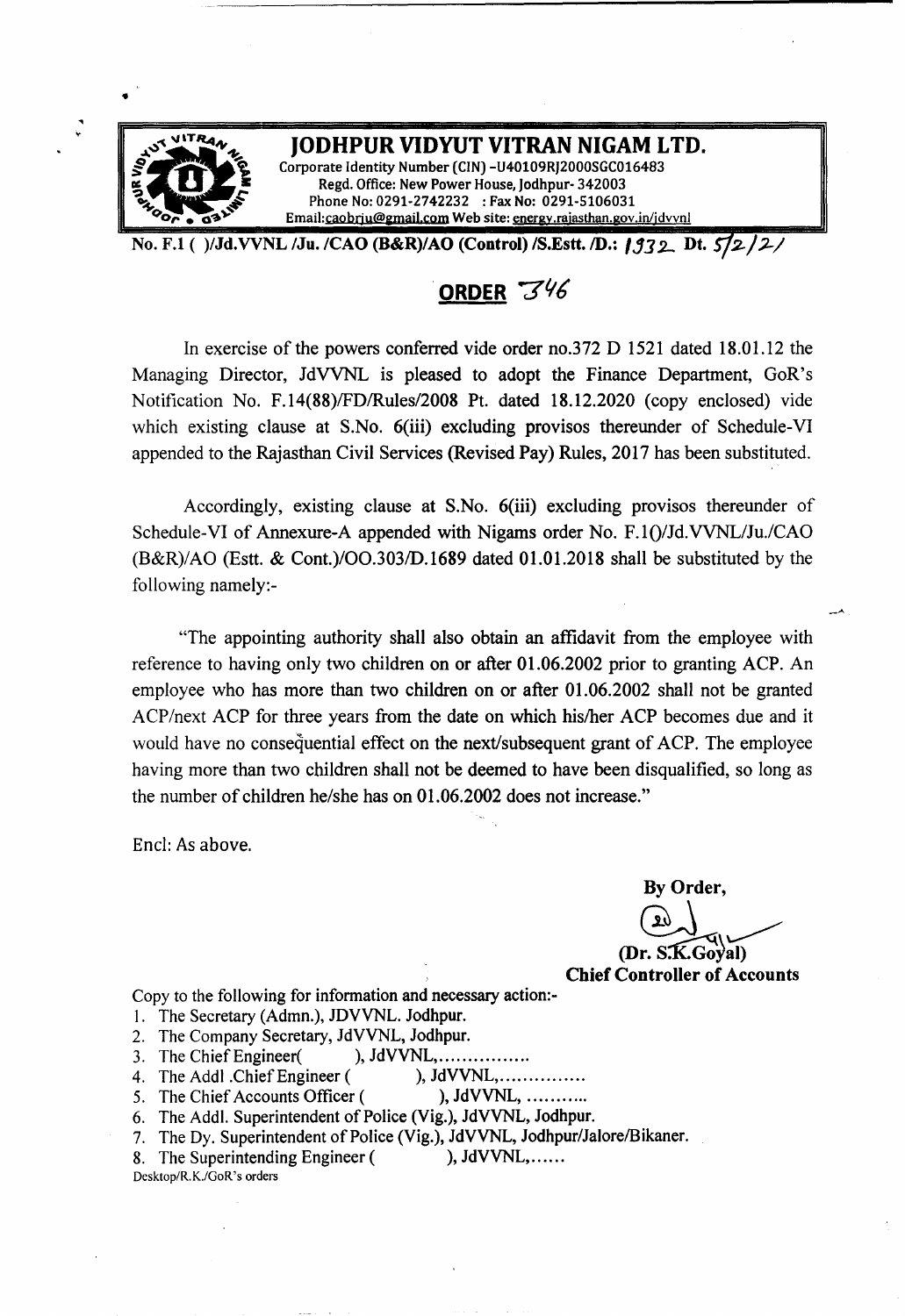# JODHPUR VIDYUT VITRAN NIGAM LTD.

Corporate Identity Number (CIN) -U40109RJ2000SGC016483
Regd. Office: New Power House, Jodhpur- 342003
Phone No: 0291-2742232 : Fax No: 0291-5106031
Email:caobrju@gmail.com Web site: energy.rajasthan.gov.in/jdvvnl

**No. F.1 ( )/Jd.VVNL /Ju. /CAO (B&R)/AO (Control) /S.Estt. /D.: 1932 Dt. 5/2/21**

## ORDER 346

In exercise of the powers conferred vide order no.372 D 1521 dated 18.01.12 the Managing Director, JdVVNL is pleased to adopt the Finance Department, GoR's Notification No. F.14(88)/FD/Rules/2008 Pt. dated 18.12.2020 (copy enclosed) vide which existing clause at S.No. 6(iii) excluding provisos thereunder of Schedule-VI appended to the Rajasthan Civil Services (Revised Pay) Rules, 2017 has been substituted.

Accordingly, existing clause at S.No. 6(iii) excluding provisos thereunder of Schedule-VI of Annexure-A appended with Nigams order No. F.1()/Jd.VVNL/Ju./CAO (B&R)/AO (Estt. & Cont.)/OO.303/D.1689 dated 01.01.2018 shall be substituted by the following namely:-

"The appointing authority shall also obtain an affidavit from the employee with reference to having only two children on or after 01.06.2002 prior to granting ACP. An employee who has more than two children on or after 01.06.2002 shall not be granted ACP/next ACP for three years from the date on which his/her ACP becomes due and it would have no consequential effect on the next/subsequent grant of ACP. The employee having more than two children shall not be deemed to have been disqualified, so long as the number of children he/she has on 01.06.2002 does not increase."

Encl: As above.

**By Order,**

**(Dr. S.K.Goyal)**
**Chief Controller of Accounts**

Copy to the following for information and necessary action:-

1. The Secretary (Admn.), JDVVNL. Jodhpur.
2. The Company Secretary, JdVVNL, Jodhpur.
3. The Chief Engineer( ), JdVVNL,................
4. The Addl .Chief Engineer ( ), JdVVNL,...............
5. The Chief Accounts Officer ( ), JdVVNL, ...........
6. The Addl. Superintendent of Police (Vig.), JdVVNL, Jodhpur.
7. The Dy. Superintendent of Police (Vig.), JdVVNL, Jodhpur/Jalore/Bikaner.
8. The Superintending Engineer ( ), JdVVNL,......

Desktop/R.K./GoR's orders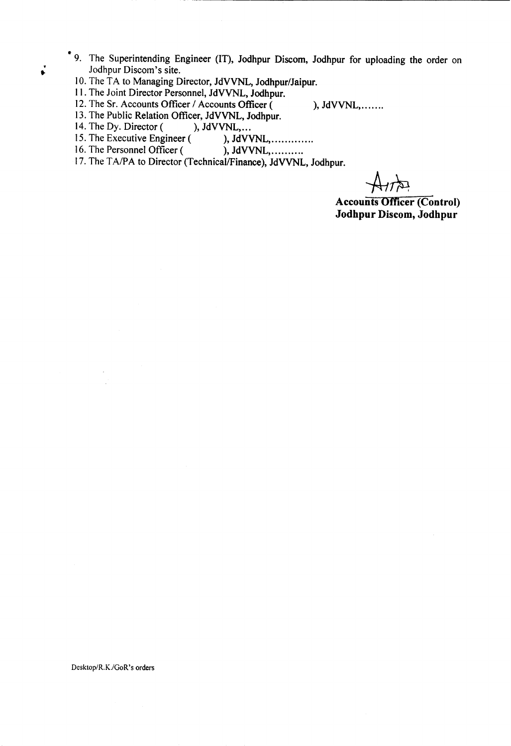9. The Superintending Engineer (IT), Jodhpur Discom, Jodhpur for uploading the order on Jodhpur Discom's site.
10. The TA to Managing Director, JdVVNL, Jodhpur/Jaipur.
11. The Joint Director Personnel, JdVVNL, Jodhpur.
12. The Sr. Accounts Officer / Accounts Officer (          ), JdVVNL,.......
13. The Public Relation Officer, JdVVNL, Jodhpur.
14. The Dy. Director (          ), JdVVNL,...
15. The Executive Engineer (          ), JdVVNL,.............
16. The Personnel Officer (          ), JdVVNL,..........
17. The TA/PA to Director (Technical/Finance), JdVVNL, Jodhpur.

**Accounts Officer (Control)**
**Jodhpur Discom, Jodhpur**

Desktop/R.K./GoR's orders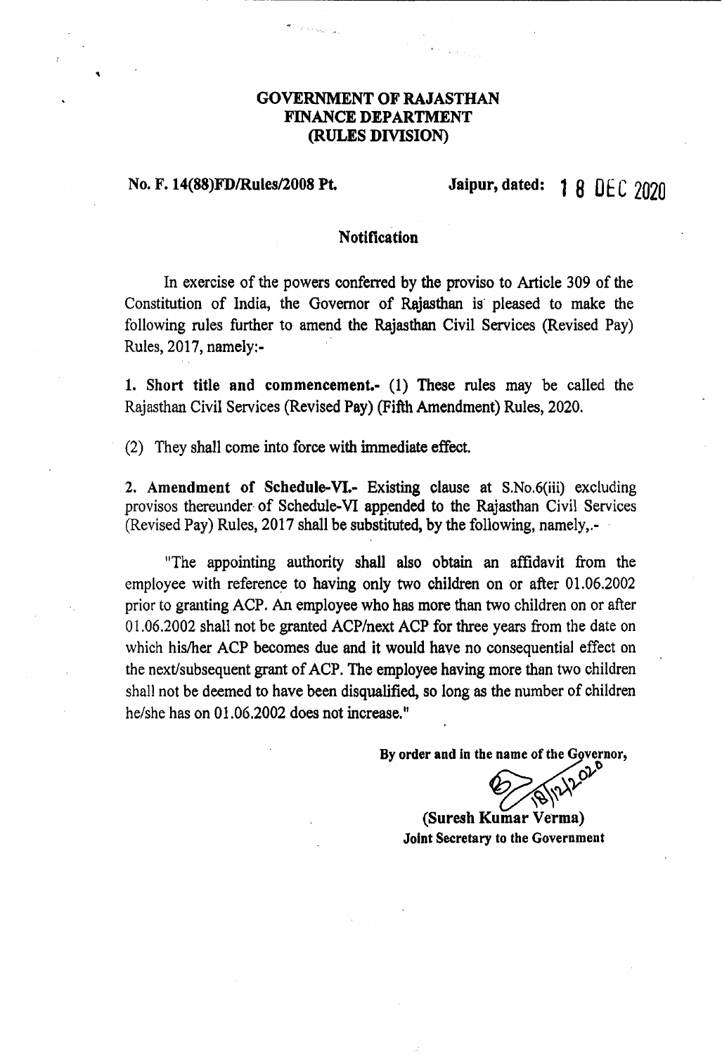# GOVERNMENT OF RAJASTHAN
## FINANCE DEPARTMENT
### (RULES DIVISION)

**No. F. 14(88)FD/Rules/2008 Pt.** **Jaipur, dated: 18 DEC 2020**

**Notification**

In exercise of the powers conferred by the proviso to Article 309 of the Constitution of India, the Governor of Rajasthan is pleased to make the following rules further to amend the Rajasthan Civil Services (Revised Pay) Rules, 2017, namely:-

**1. Short title and commencement.-** (1) These rules may be called the Rajasthan Civil Services (Revised Pay) (Fifth Amendment) Rules, 2020.

(2) They shall come into force with immediate effect.

**2. Amendment of Schedule-VI.-** Existing clause at S.No.6(iii) excluding provisos thereunder of Schedule-VI appended to the Rajasthan Civil Services (Revised Pay) Rules, 2017 shall be substituted, by the following, namely,.-

"The appointing authority shall also obtain an affidavit from the employee with reference to having only two children on or after 01.06.2002 prior to granting ACP. An employee who has more than two children on or after 01.06.2002 shall not be granted ACP/next ACP for three years from the date on which his/her ACP becomes due and it would have no consequential effect on the next/subsequent grant of ACP. The employee having more than two children shall not be deemed to have been disqualified, so long as the number of children he/she has on 01.06.2002 does not increase."

**By order and in the name of the Governor,**

18/12/2020

**(Suresh Kumar Verma)**
**Joint Secretary to the Government**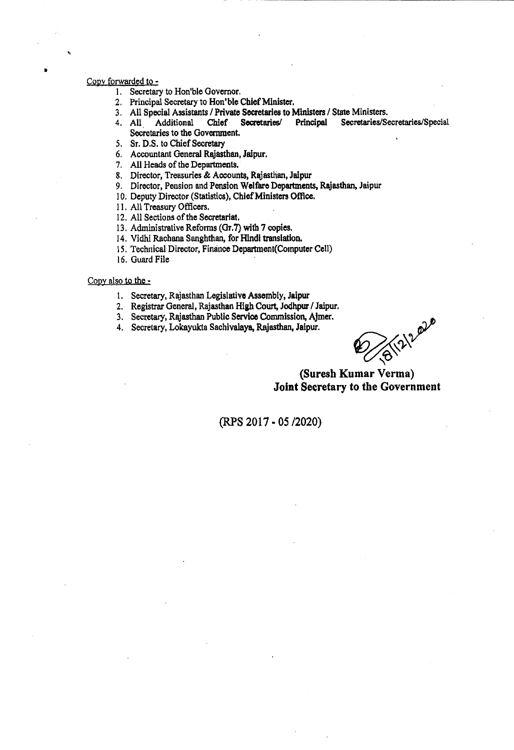Copy forwarded to -

1. Secretary to Hon'ble Governor.
2. Principal Secretary to Hon'ble Chief Minister.
3. All Special Assistants / Private Secretaries to Ministers / State Ministers.
4. All Additional Chief Secretaries/ Principal Secretaries/Secretaries/Special Secretaries to the Government.
5. Sr. D.S. to Chief Secretary
6. Accountant General Rajasthan, Jaipur.
7. All Heads of the Departments.
8. Director, Treasuries & Accounts, Rajasthan, Jaipur
9. Director, Pension and Pension Welfare Departments, Rajasthan, Jaipur
10. Deputy Director (Statistics), Chief Ministers Office.
11. All Treasury Officers.
12. All Sections of the Secretariat.
13. Administrative Reforms (Gr.7) with 7 copies.
14. Vidhi Rachana Sanghthan, for Hindi translation.
15. Technical Director, Finance Department(Computer Cell)
16. Guard File

Copy also to the -

1. Secretary, Rajasthan Legislative Assembly, Jaipur
2. Registrar General, Rajasthan High Court, Jodhpur / Jaipur.
3. Secretary, Rajasthan Public Service Commission, Ajmer.
4. Secretary, Lokayukta Sachivalaya, Rajasthan, Jaipur.

18/12/2020

**(Suresh Kumar Verma)**
**Joint Secretary to the Government**

(RPS 2017 - 05 /2020)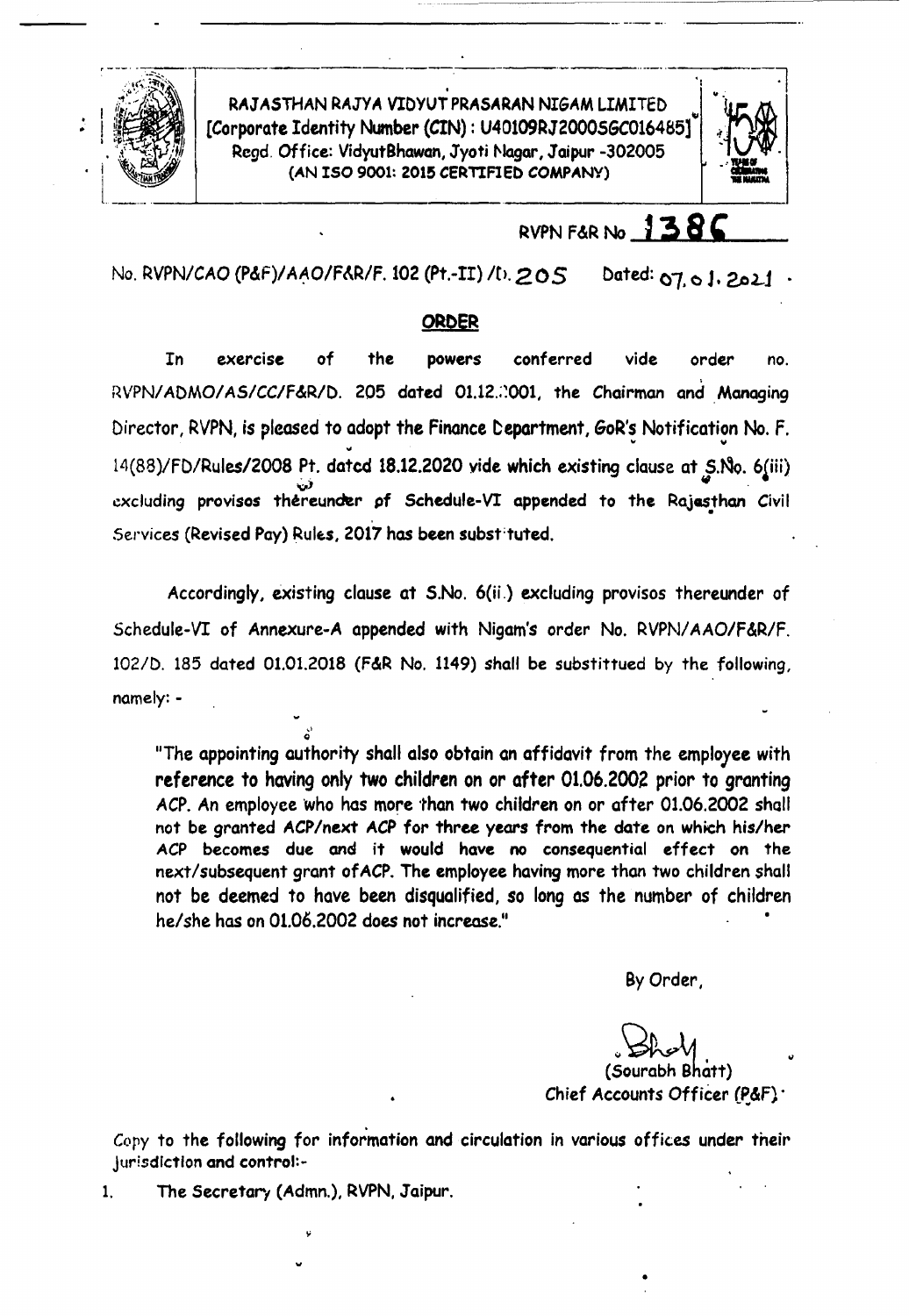**RAJASTHAN RAJYA VIDYUT PRASARAN NIGAM LIMITED**
**[Corporate Identity Number (CIN) : U40109RJ2000SGC016485]**
**Regd. Office: VidyutBhawan, Jyoti Nagar, Jaipur -302005**
**(AN ISO 9001: 2015 CERTIFIED COMPANY)**

RVPN F&R No **1386**

No. RVPN/CAO (P&F)/AAO/F&R/F. 102 (Pt.-II) /D. 205 Dated: 07.01.2021

## ORDER

In exercise of the powers conferred vide order no. RVPN/ADMO/AS/CC/F&R/D. 205 dated 01.12.2001, the Chairman and Managing Director, RVPN, is pleased to adopt the Finance Department, GoR's Notification No. F. 14(88)/FD/Rules/2008 Pt. dated 18.12.2020 vide which existing clause at S.No. 6(iii) excluding provisos thereunder of Schedule-VI appended to the Rajasthan Civil Services (Revised Pay) Rules, 2017 has been substituted.

Accordingly, existing clause at S.No. 6(ii) excluding provisos thereunder of Schedule-VI of Annexure-A appended with Nigam's order No. RVPN/AAO/F&R/F. 102/D. 185 dated 01.01.2018 (F&R No. 1149) shall be substitued by the following, namely: -

"The appointing authority shall also obtain an affidavit from the employee with reference to having only two children on or after 01.06.2002 prior to granting ACP. An employee who has more than two children on or after 01.06.2002 shall not be granted ACP/next ACP for three years from the date on which his/her ACP becomes due and it would have no consequential effect on the next/subsequent grant of ACP. The employee having more than two children shall not be deemed to have been disqualified, so long as the number of children he/she has on 01.06.2002 does not increase."

By Order,

(Sourabh Bhatt)
Chief Accounts Officer (P&F)

Copy to the following for information and circulation in various offices under their jurisdiction and control:-

1. The Secretary (Admn.), RVPN, Jaipur.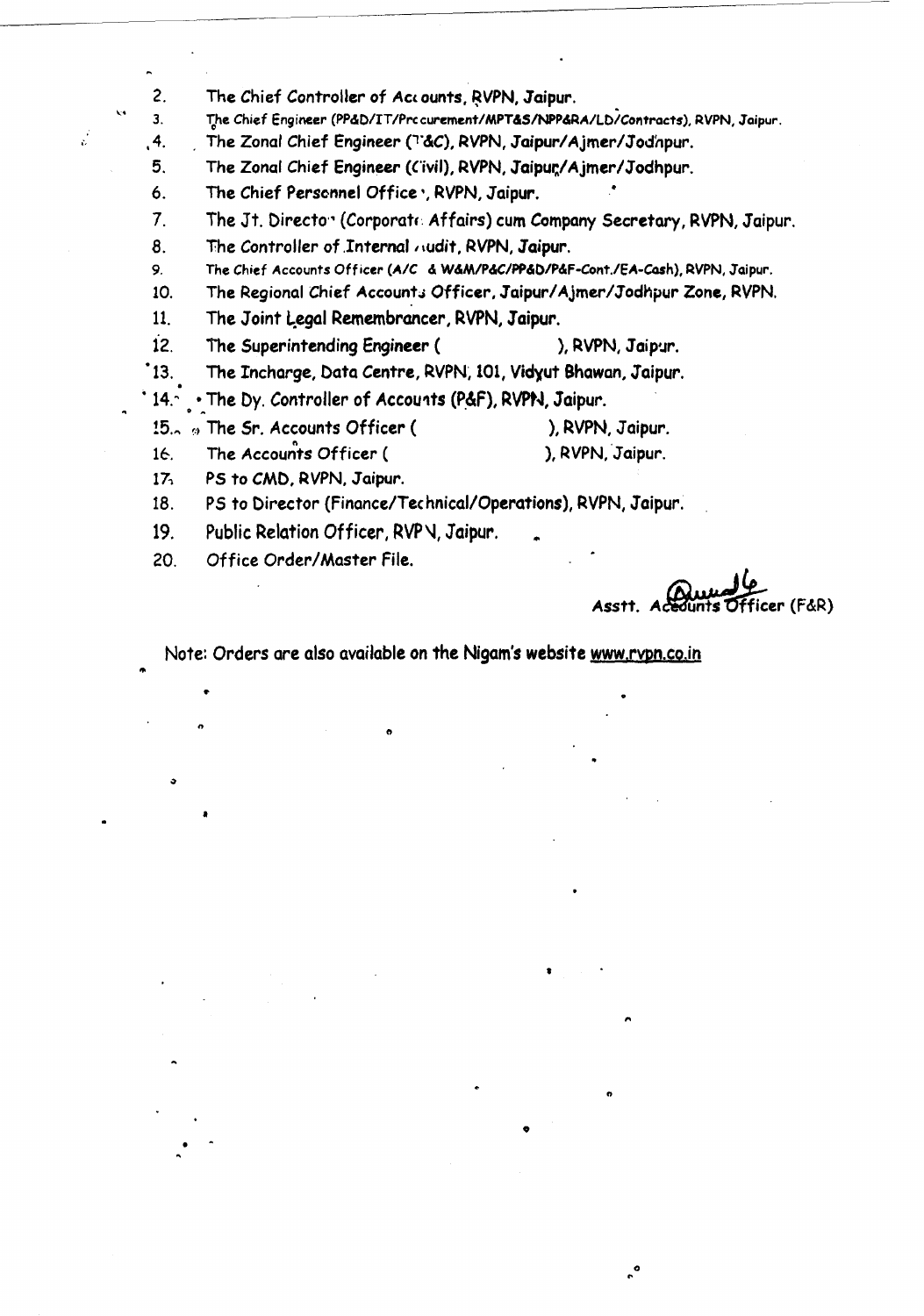2. The Chief Controller of Accounts, RVPN, Jaipur.
3. The Chief Engineer (PP&D/IT/Procurement/MPT&S/NPP&RA/LD/Contracts), RVPN, Jaipur.
4. The Zonal Chief Engineer (T&C), RVPN, Jaipur/Ajmer/Jodhpur.
5. The Zonal Chief Engineer (Civil), RVPN, Jaipur/Ajmer/Jodhpur.
6. The Chief Personnel Officer, RVPN, Jaipur.
7. The Jt. Director (Corporate Affairs) cum Company Secretary, RVPN, Jaipur.
8. The Controller of Internal Audit, RVPN, Jaipur.
9. The Chief Accounts Officer (A/C & W&M/P&C/PP&D/P&F-Cont./EA-Cash), RVPN, Jaipur.
10. The Regional Chief Accounts Officer, Jaipur/Ajmer/Jodhpur Zone, RVPN.
11. The Joint Legal Remembrancer, RVPN, Jaipur.
12. The Superintending Engineer ( ), RVPN, Jaipur.
13. The Incharge, Data Centre, RVPN, 101, Vidyut Bhawan, Jaipur.
14. The Dy. Controller of Accounts (P&F), RVPN, Jaipur.
15. The Sr. Accounts Officer ( ), RVPN, Jaipur.
16. The Accounts Officer ( ), RVPN, Jaipur.
17. PS to CMD, RVPN, Jaipur.
18. PS to Director (Finance/Technical/Operations), RVPN, Jaipur.
19. Public Relation Officer, RVPN, Jaipur.
20. Office Order/Master File.

Asstt. Accounts Officer (F&R)

Note: Orders are also available on the Nigam's website www.rvpn.co.in